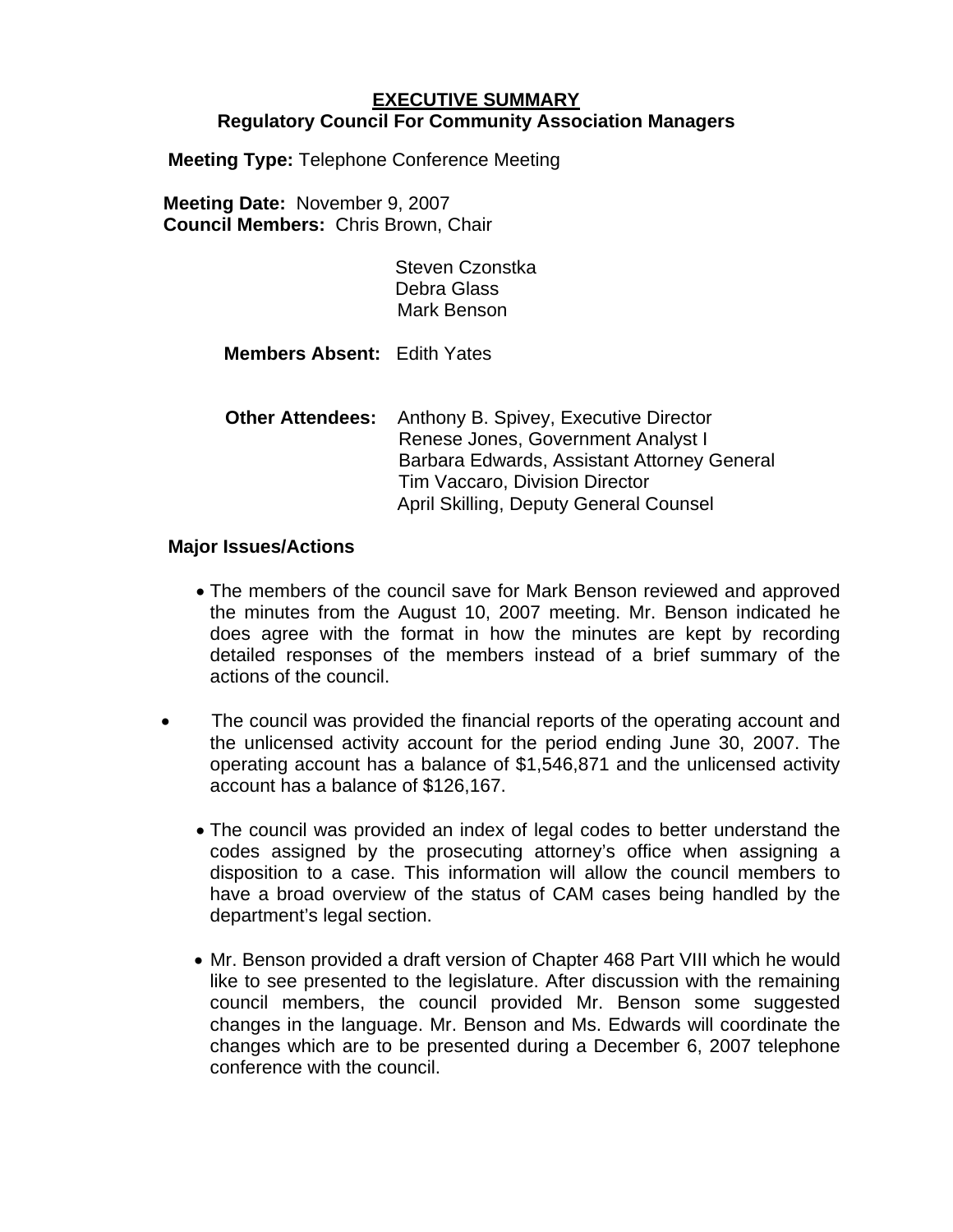# EXECUTIVE SUMMARY

## Regulatory Council For Community Association Managers

**Meeting Type:** Telephone Conference Meeting

**Meeting Date:** November 9, 2007

**Council Members:** Chris Brown, Chair
Steven Czonstka
Debra Glass
Mark Benson

**Members Absent:** Edith Yates

**Other Attendees:** Anthony B. Spivey, Executive Director
Renese Jones, Government Analyst I
Barbara Edwards, Assistant Attorney General
Tim Vaccaro, Division Director
April Skilling, Deputy General Counsel

**Major Issues/Actions**

- The members of the council save for Mark Benson reviewed and approved the minutes from the August 10, 2007 meeting. Mr. Benson indicated he does agree with the format in how the minutes are kept by recording detailed responses of the members instead of a brief summary of the actions of the council.
- The council was provided the financial reports of the operating account and the unlicensed activity account for the period ending June 30, 2007. The operating account has a balance of $1,546,871 and the unlicensed activity account has a balance of $126,167.
- The council was provided an index of legal codes to better understand the codes assigned by the prosecuting attorney's office when assigning a disposition to a case. This information will allow the council members to have a broad overview of the status of CAM cases being handled by the department's legal section.
- Mr. Benson provided a draft version of Chapter 468 Part VIII which he would like to see presented to the legislature. After discussion with the remaining council members, the council provided Mr. Benson some suggested changes in the language. Mr. Benson and Ms. Edwards will coordinate the changes which are to be presented during a December 6, 2007 telephone conference with the council.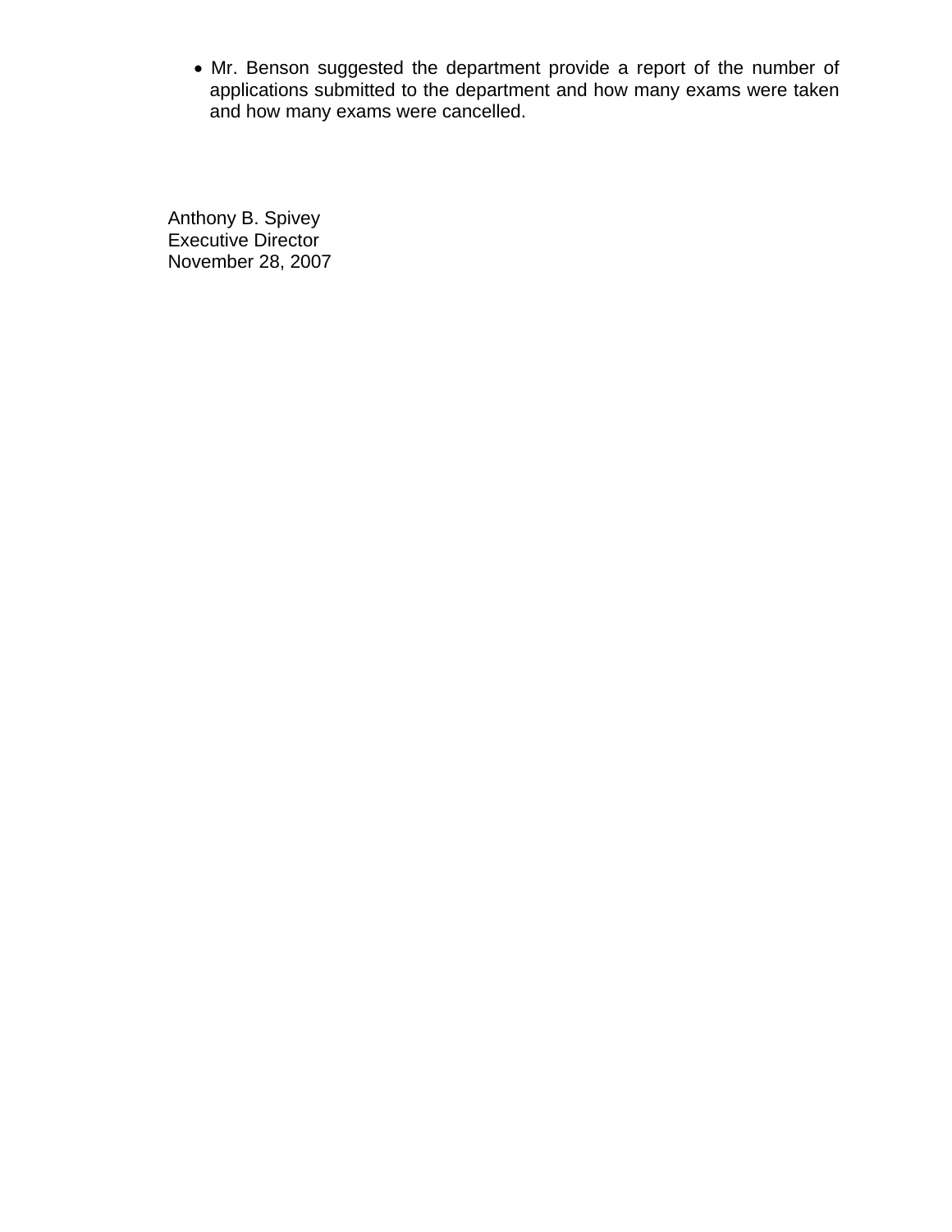- Mr. Benson suggested the department provide a report of the number of applications submitted to the department and how many exams were taken and how many exams were cancelled.

Anthony B. Spivey
Executive Director
November 28, 2007